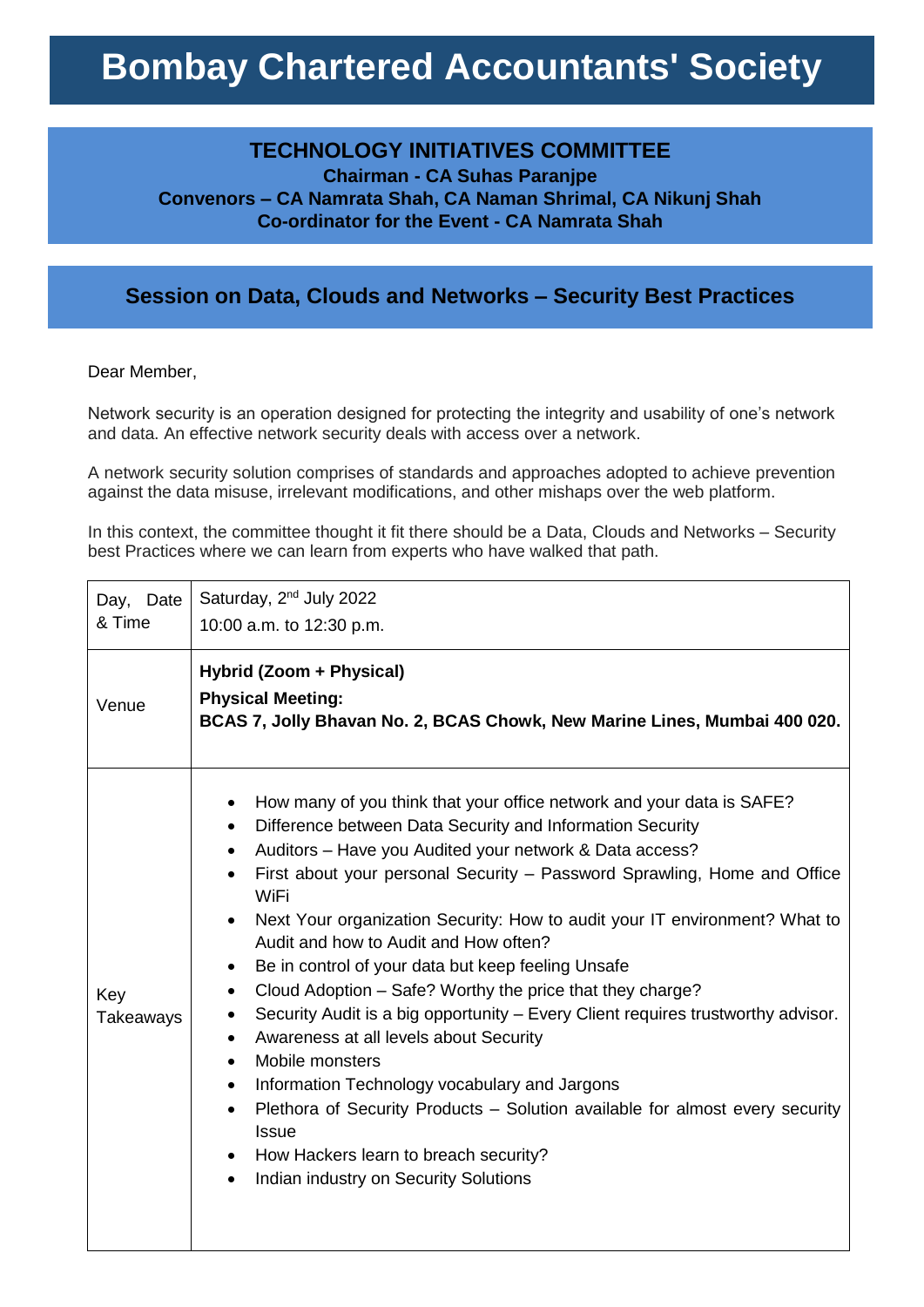# Bombay Chartered Accountants' Society

## TECHNOLOGY INITIATIVES COMMITTEE

**Chairman - CA Suhas Paranjpe**
**Convenors – CA Namrata Shah, CA Naman Shrimal, CA Nikunj Shah**
**Co-ordinator for the Event - CA Namrata Shah**

## Session on Data, Clouds and Networks – Security Best Practices

Dear Member,

Network security is an operation designed for protecting the integrity and usability of one's network and data. An effective network security deals with access over a network.

A network security solution comprises of standards and approaches adopted to achieve prevention against the data misuse, irrelevant modifications, and other mishaps over the web platform.

In this context, the committee thought it fit there should be a Data, Clouds and Networks – Security best Practices where we can learn from experts who have walked that path.

| | |
|---|---|
| Day, Date & Time | Saturday, 2nd July 2022<br>10:00 a.m. to 12:30 p.m. |
| Venue | **Hybrid (Zoom + Physical)**<br>**Physical Meeting:**<br>**BCAS 7, Jolly Bhavan No. 2, BCAS Chowk, New Marine Lines, Mumbai 400 020.** |
| Key Takeaways | • How many of you think that your office network and your data is SAFE?<br>• Difference between Data Security and Information Security<br>• Auditors – Have you Audited your network & Data access?<br>• First about your personal Security – Password Sprawling, Home and Office WiFi<br>• Next Your organization Security: How to audit your IT environment? What to Audit and how to Audit and How often?<br>• Be in control of your data but keep feeling Unsafe<br>• Cloud Adoption – Safe? Worthy the price that they charge?<br>• Security Audit is a big opportunity – Every Client requires trustworthy advisor.<br>• Awareness at all levels about Security<br>• Mobile monsters<br>• Information Technology vocabulary and Jargons<br>• Plethora of Security Products – Solution available for almost every security Issue<br>• How Hackers learn to breach security?<br>• Indian industry on Security Solutions |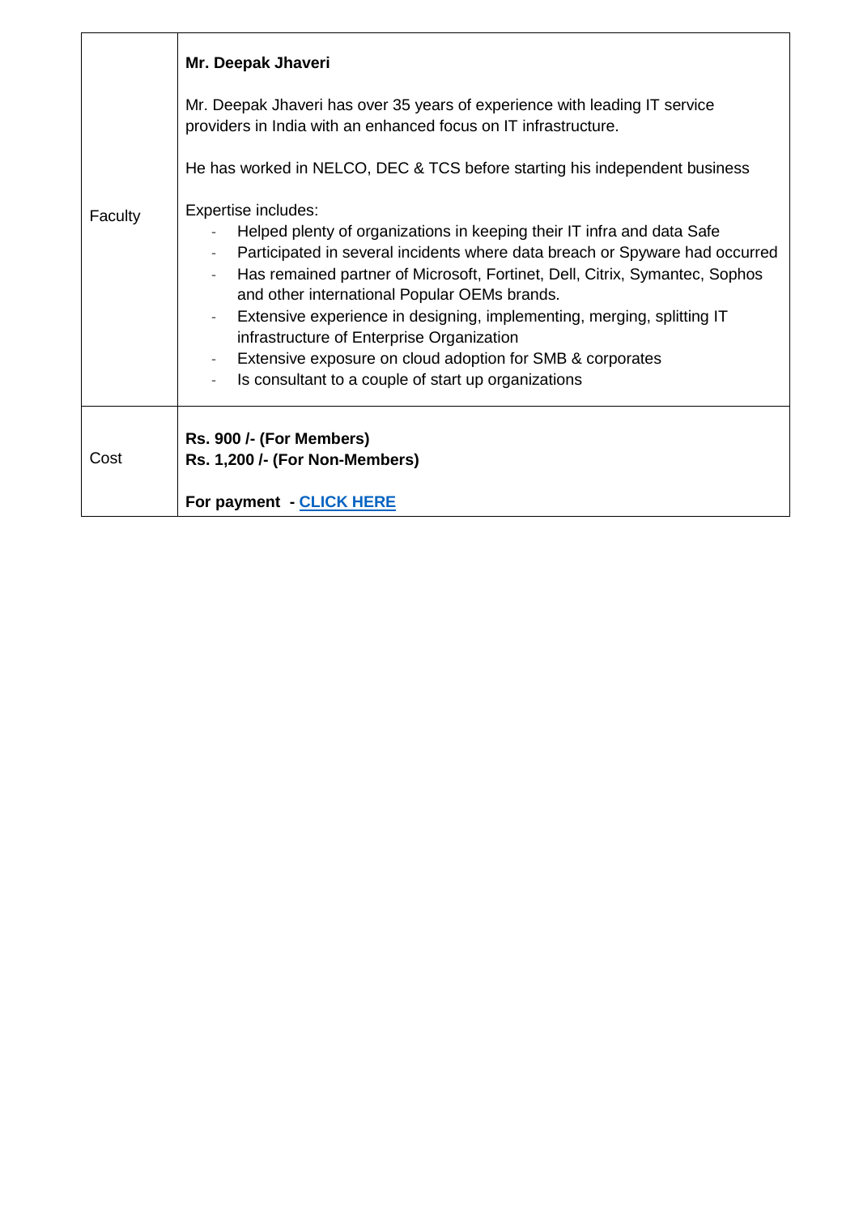| | |
|---|---|
| Faculty | **Mr. Deepak Jhaveri**<br><br>Mr. Deepak Jhaveri has over 35 years of experience with leading IT service providers in India with an enhanced focus on IT infrastructure.<br><br>He has worked in NELCO, DEC & TCS before starting his independent business<br><br>Expertise includes:<br>- Helped plenty of organizations in keeping their IT infra and data Safe<br>- Participated in several incidents where data breach or Spyware had occurred<br>- Has remained partner of Microsoft, Fortinet, Dell, Citrix, Symantec, Sophos and other international Popular OEMs brands.<br>- Extensive experience in designing, implementing, merging, splitting IT infrastructure of Enterprise Organization<br>- Extensive exposure on cloud adoption for SMB & corporates<br>- Is consultant to a couple of start up organizations |
| Cost | **Rs. 900 /- (For Members)**<br>**Rs. 1,200 /- (For Non-Members)**<br><br>**For payment - CLICK HERE** |